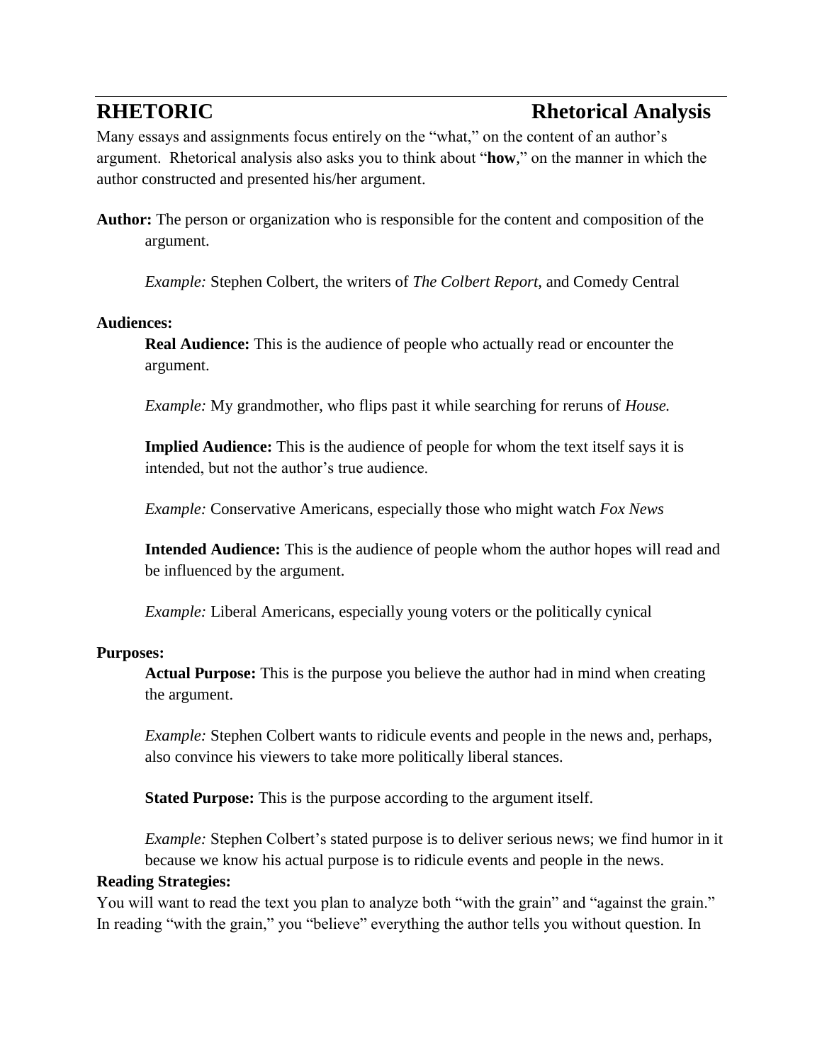# RHETORIC — Rhetorical Analysis

Many essays and assignments focus entirely on the "what," on the content of an author's argument. Rhetorical analysis also asks you to think about "**how**," on the manner in which the author constructed and presented his/her argument.

**Author:** The person or organization who is responsible for the content and composition of the argument.

*Example:* Stephen Colbert, the writers of *The Colbert Report*, and Comedy Central

**Audiences:**

**Real Audience:** This is the audience of people who actually read or encounter the argument.

*Example:* My grandmother, who flips past it while searching for reruns of *House.*

**Implied Audience:** This is the audience of people for whom the text itself says it is intended, but not the author's true audience.

*Example:* Conservative Americans, especially those who might watch *Fox News*

**Intended Audience:** This is the audience of people whom the author hopes will read and be influenced by the argument.

*Example:* Liberal Americans, especially young voters or the politically cynical

**Purposes:**

**Actual Purpose:** This is the purpose you believe the author had in mind when creating the argument.

*Example:* Stephen Colbert wants to ridicule events and people in the news and, perhaps, also convince his viewers to take more politically liberal stances.

**Stated Purpose:** This is the purpose according to the argument itself.

*Example:* Stephen Colbert's stated purpose is to deliver serious news; we find humor in it because we know his actual purpose is to ridicule events and people in the news.

**Reading Strategies:**

You will want to read the text you plan to analyze both "with the grain" and "against the grain." In reading "with the grain," you "believe" everything the author tells you without question. In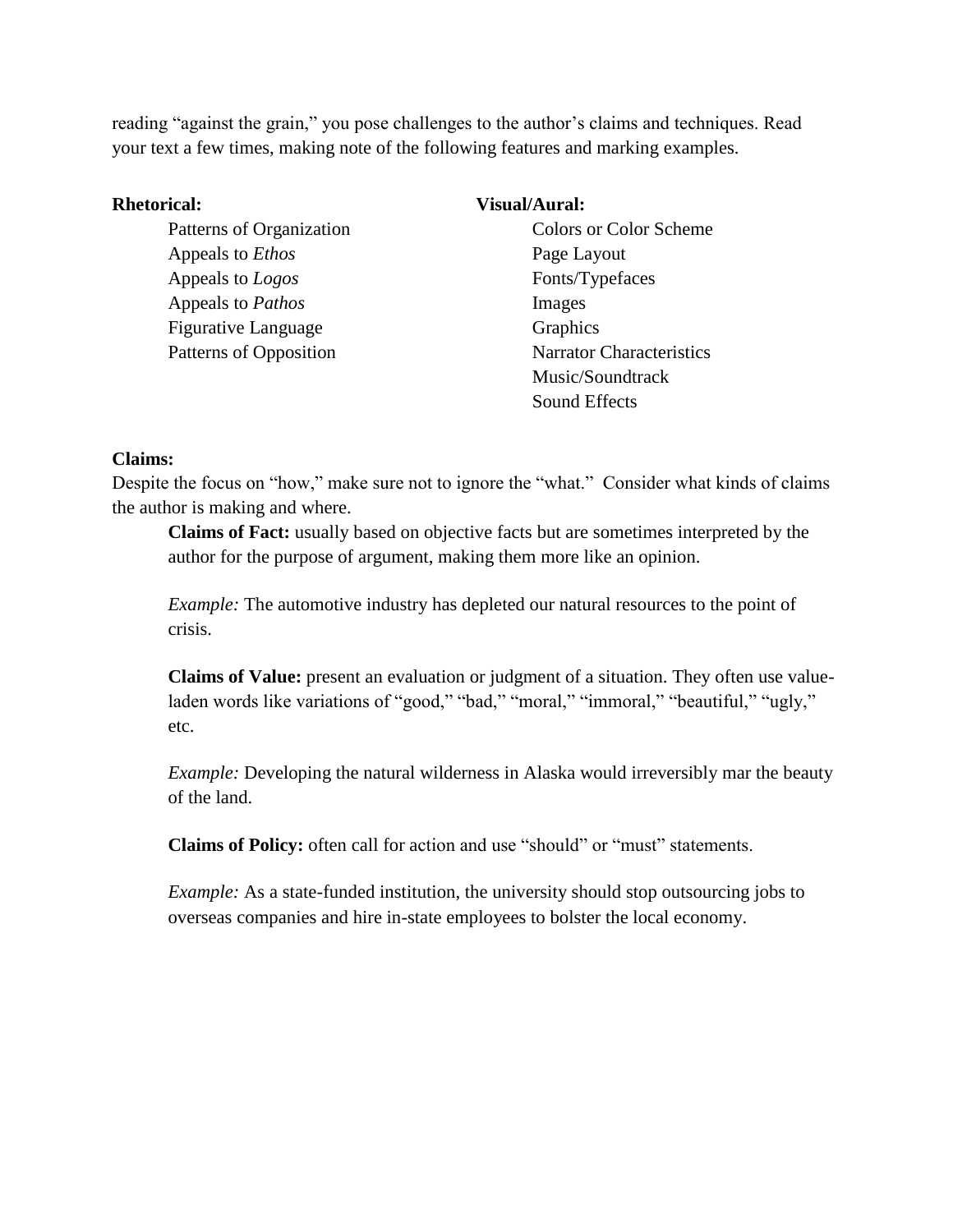reading "against the grain," you pose challenges to the author's claims and techniques. Read your text a few times, making note of the following features and marking examples.

**Rhetorical:**

- Patterns of Organization
- Appeals to *Ethos*
- Appeals to *Logos*
- Appeals to *Pathos*
- Figurative Language
- Patterns of Opposition

**Visual/Aural:**

- Colors or Color Scheme
- Page Layout
- Fonts/Typefaces
- Images
- Graphics
- Narrator Characteristics
- Music/Soundtrack
- Sound Effects

**Claims:**

Despite the focus on "how," make sure not to ignore the "what." Consider what kinds of claims the author is making and where.

**Claims of Fact:** usually based on objective facts but are sometimes interpreted by the author for the purpose of argument, making them more like an opinion.

*Example:* The automotive industry has depleted our natural resources to the point of crisis.

**Claims of Value:** present an evaluation or judgment of a situation. They often use value-laden words like variations of "good," "bad," "moral," "immoral," "beautiful," "ugly," etc.

*Example:* Developing the natural wilderness in Alaska would irreversibly mar the beauty of the land.

**Claims of Policy:** often call for action and use "should" or "must" statements.

*Example:* As a state-funded institution, the university should stop outsourcing jobs to overseas companies and hire in-state employees to bolster the local economy.